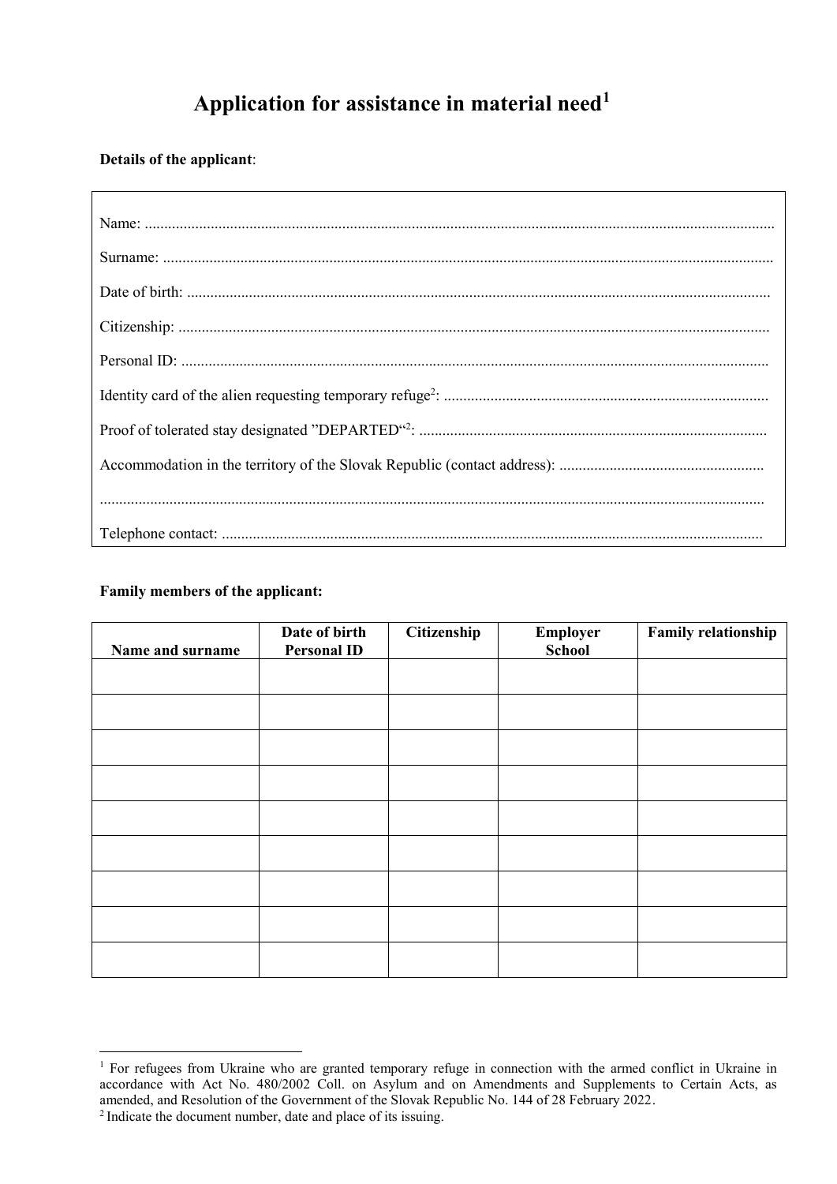# Application for assistance in material need[1]

**Details of the applicant**:

Name: ..........................................................................................................................................................

Surname: ......................................................................................................................................................

Date of birth: ................................................................................................................................................

Citizenship: ...................................................................................................................................................

Personal ID: ..................................................................................................................................................

Identity card of the alien requesting temporary refuge[2]: ..................................................................................

Proof of tolerated stay designated "DEPARTED"[2]: .........................................................................................

Accommodation in the territory of the Slovak Republic (contact address): ....................................................

.......................................................................................................................................................................

Telephone contact: ..........................................................................................................................................

**Family members of the applicant:**

| Name and surname | Date of birth<br>Personal ID | Citizenship | Employer<br>School | Family relationship |
|---|---|---|---|---|
| | | | | |
| | | | | |
| | | | | |
| | | | | |
| | | | | |
| | | | | |
| | | | | |
| | | | | |
| | | | | |

[1] For refugees from Ukraine who are granted temporary refuge in connection with the armed conflict in Ukraine in accordance with Act No. 480/2002 Coll. on Asylum and on Amendments and Supplements to Certain Acts, as amended, and Resolution of the Government of the Slovak Republic No. 144 of 28 February 2022.

[2] Indicate the document number, date and place of its issuing.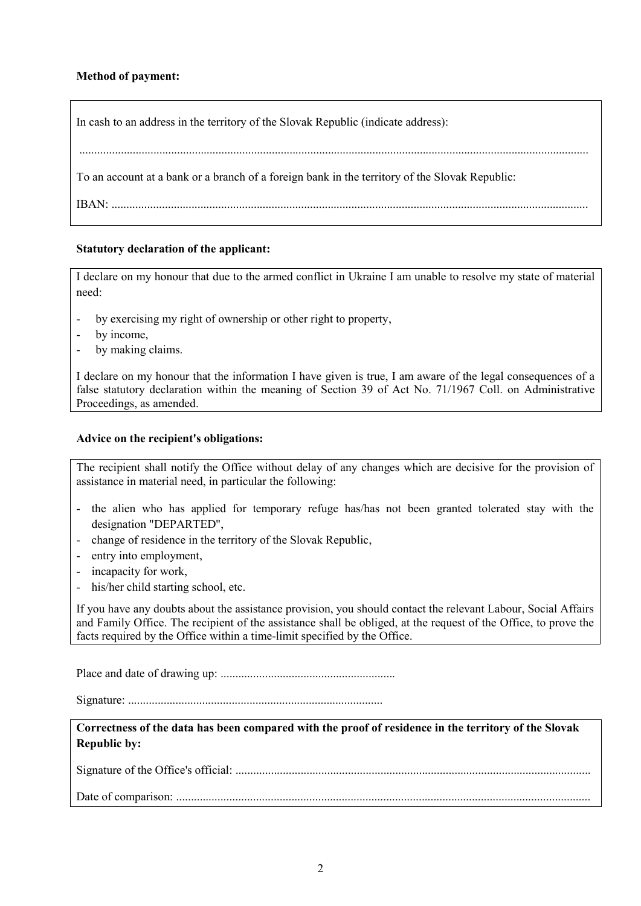**Method of payment:**

In cash to an address in the territory of the Slovak Republic (indicate address):

.......................................................................................................................................................................

To an account at a bank or a branch of a foreign bank in the territory of the Slovak Republic:

IBAN: .............................................................................................................................................................

**Statutory declaration of the applicant:**

I declare on my honour that due to the armed conflict in Ukraine I am unable to resolve my state of material need:

- by exercising my right of ownership or other right to property,
- by income,
- by making claims.

I declare on my honour that the information I have given is true, I am aware of the legal consequences of a false statutory declaration within the meaning of Section 39 of Act No. 71/1967 Coll. on Administrative Proceedings, as amended.

**Advice on the recipient's obligations:**

The recipient shall notify the Office without delay of any changes which are decisive for the provision of assistance in material need, in particular the following:

- the alien who has applied for temporary refuge has/has not been granted tolerated stay with the designation "DEPARTED",
- change of residence in the territory of the Slovak Republic,
- entry into employment,
- incapacity for work,
- his/her child starting school, etc.

If you have any doubts about the assistance provision, you should contact the relevant Labour, Social Affairs and Family Office. The recipient of the assistance shall be obliged, at the request of the Office, to prove the facts required by the Office within a time-limit specified by the Office.

Place and date of drawing up: ..........................................................

Signature: .....................................................................................

**Correctness of the data has been compared with the proof of residence in the territory of the Slovak Republic by:**

Signature of the Office's official: ......................................................................................................................

Date of comparison: ..........................................................................................................................................